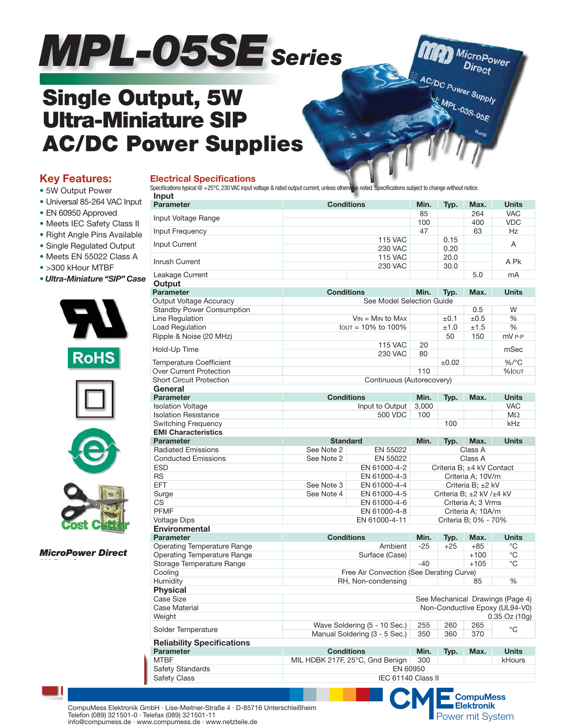# MPL-05SE Series

## Single Output, 5W Ultra-Miniature SIP AC/DC Power Supplies

### Key Features:

- 5W Output Power
- Universal 85-264 VAC Input
- EN 60950 Approved
- Meets IEC Safety Class II
- Right Angle Pins Available
- Single Regulated Output
- Meets EN 55022 Class A
- >300 kHour MTBF
- ***Ultra-Miniature "SIP" Case***

***MicroPower Direct***

### Electrical Specifications

Specifications typical @ +25°C, 230 VAC input voltage & rated output current, unless otherwise noted. Specifications subject to change without notice.

**Input**

| Parameter | Conditions | Min. | Typ. | Max. | Units |
|---|---|---|---|---|---|
| Input Voltage Range | | 85 | | 264 | VAC |
| | | 100 | | 400 | VDC |
| Input Frequency | | 47 | | 63 | Hz |
| Input Current | 115 VAC | | 0.15 | | A |
| | 230 VAC | | 0.20 | | |
| Inrush Current | 115 VAC | | 20.0 | | A Pk |
| | 230 VAC | | 30.0 | | |
| Leakage Current | | | | 5.0 | mA |

**Output**

| Parameter | Conditions | Min. | Typ. | Max. | Units |
|---|---|---|---|---|---|
| Output Voltage Accuracy | See Model Selection Guide | | | | |
| Standby Power Consumption | | | | 0.5 | W |
| Line Regulation | $V_{IN}$ = MIN to MAX | | ±0.1 | ±0.5 | % |
| Load Regulation | $I_{OUT}$ = 10% to 100% | | ±1.0 | ±1.5 | % |
| Ripple & Noise (20 MHz) | | | 50 | 150 | mV P-P |
| Hold-Up Time | 115 VAC | 20 | | | mSec |
| | 230 VAC | 80 | | | |
| Temperature Coefficient | | | ±0.02 | | %/°C |
| Over Current Protection | | 110 | | | %$I_{OUT}$ |
| Short Circuit Protection | Continuous (Autorecovery) | | | | |

**General**

| Parameter | Conditions | Min. | Typ. | Max. | Units |
|---|---|---|---|---|---|
| Isolation Voltage | Input to Output | 3,000 | | | VAC |
| Isolation Resistance | 500 VDC | 100 | | | MΩ |
| Switching Frequency | | | 100 | | kHz |

**EMI Characteristics**

| Parameter | Standard | | Min. / Typ. / Max. / Units |
|---|---|---|---|
| Radiated Emissions | See Note 2 | EN 55022 | Class A |
| Conducted Emissions | See Note 2 | EN 55022 | Class A |
| ESD | | EN 61000-4-2 | Criteria B; ±4 kV Contact |
| RS | | EN 61000-4-3 | Criteria A; 10V/m |
| EFT | See Note 3 | EN 61000-4-4 | Criteria B; ±2 kV |
| Surge | See Note 4 | EN 61000-4-5 | Criteria B; ±2 kV /±4 kV |
| CS | | EN 61000-4-6 | Criteria A; 3 Vrms |
| PFMF | | EN 61000-4-8 | Criteria A; 10A/m |
| Voltage Dips | | EN 61000-4-11 | Criteria B; 0% - 70% |

**Environmental**

| Parameter | Conditions | Min. | Typ. | Max. | Units |
|---|---|---|---|---|---|
| Operating Temperature Range | Ambient | -25 | +25 | +85 | °C |
| Operating Temperature Range | Surface (Case) | | | +100 | °C |
| Storage Temperature Range | | -40 | | +105 | °C |
| Cooling | Free Air Convection (See Derating Curve) | | | | |
| Humidity | RH, Non-condensing | | | 85 | % |

**Physical**

| Parameter | Conditions | Min. | Typ. | Max. | Units |
|---|---|---|---|---|---|
| Case Size | See Mechanical Drawings (Page 4) | | | | |
| Case Material | Non-Conductive Epoxy (UL94-V0) | | | | |
| Weight | 0.35 Oz (10g) | | | | |
| Solder Temperature | Wave Soldering (5 - 10 Sec.) | 255 | 260 | 265 | °C |
| | Manual Soldering (3 - 5 Sec.) | 350 | 360 | 370 | |

**Reliability Specifications**

| Parameter | Conditions | Min. | Typ. | Max. | Units |
|---|---|---|---|---|---|
| MTBF | MIL HDBK 217F, 25°C, Gnd Benign | 300 | | | kHours |
| Safety Standards | EN 60950 | | | | |
| Safety Class | IEC 61140 Class II | | | | |

CompuMess Elektronik GmbH · Lise-Meitner-Straße 4 · D-85716 Unterschleißheim
Telefon (089) 321501-0 · Telefax (089) 321501-11
info@compumess.de · www.compumess.de · www.netzteile.de

CompuMess Elektronik – Power mit System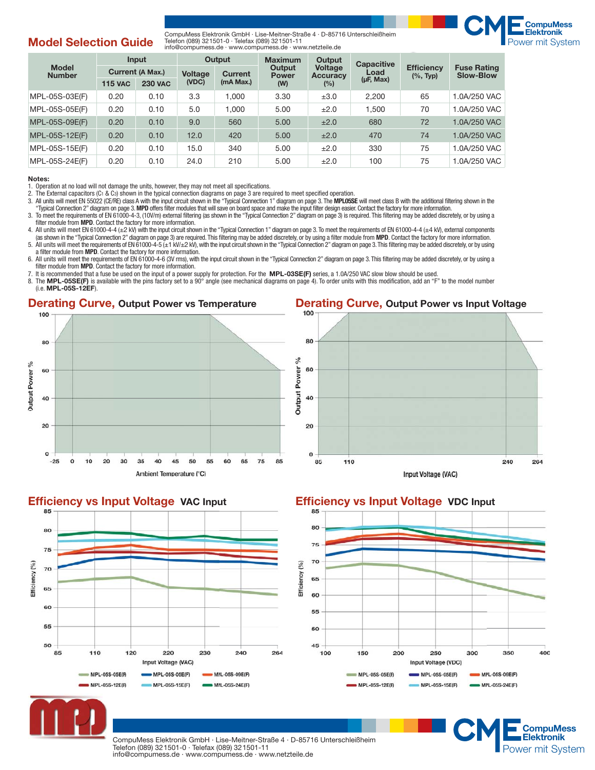## Model Selection Guide

| Model Number | Input Current (A Max.) 115 VAC | Input Current (A Max.) 230 VAC | Output Voltage (VDC) | Output Current (mA Max.) | Maximum Output Power (W) | Output Voltage Accuracy (%) | Capacitive Load (µF, Max) | Efficiency (%, Typ) | Fuse Rating Slow-Blow |
|---|---|---|---|---|---|---|---|---|---|
| MPL-05S-03E(F) | 0.20 | 0.10 | 3.3 | 1,000 | 3.30 | ±3.0 | 2,200 | 65 | 1.0A/250 VAC |
| MPL-05S-05E(F) | 0.20 | 0.10 | 5.0 | 1,000 | 5.00 | ±2.0 | 1,500 | 70 | 1.0A/250 VAC |
| MPL-05S-09E(F) | 0.20 | 0.10 | 9.0 | 560 | 5.00 | ±2.0 | 680 | 72 | 1.0A/250 VAC |
| MPL-05S-12E(F) | 0.20 | 0.10 | 12.0 | 420 | 5.00 | ±2.0 | 470 | 74 | 1.0A/250 VAC |
| MPL-05S-15E(F) | 0.20 | 0.10 | 15.0 | 340 | 5.00 | ±2.0 | 330 | 75 | 1.0A/250 VAC |
| MPL-05S-24E(F) | 0.20 | 0.10 | 24.0 | 210 | 5.00 | ±2.0 | 100 | 75 | 1.0A/250 VAC |

**Notes:**

1. Operation at no load will not damage the units, however, they may not meet all specifications.
2. The External capacitors ($C_1$ & $C_3$) shown in the typical connection diagrams on page 3 are required to meet specified operation.
3. All units will meet EN 55022 (CE/RE) class A with the input circuit shown in the "Typical Connection 1" diagram on page 3. The **MPL05SE** will meet class B with the additional filtering shown in the "Typical Connection 2" diagram on page 3. **MPD** offers filter modules that will save on board space and make the input filter design easier. Contact the factory for more information.
3. To meet the requirements of EN 61000-4-3, (10V/m) external filtering (as shown in the "Typical Connection 2" diagram on page 3) is required. This filtering may be added discretely, or by using a filter module from **MPD**. Contact the factory for more information.
4. All units will meet EN 61000-4-4 (±2 kV) with the input circuit shown in the "Typical Connection 1" diagram on page 3. To meet the requirements of EN 61000-4-4 (±4 kV), external components (as shown in the "Typical Connection 2" diagram on page 3) are required. This filtering may be added discretely, or by using a filter module from **MPD**. Contact the factory for more information.
5. All units will meet the requirements of EN 61000-4-5 (±1 kV/±2 kV), with the input circuit shown in the "Typical Connection 2" diagram on page 3. This filtering may be added discretely, or by using a filter module from **MPD**. Contact the factory for more information.
6. All units will meet the requirements of EN 61000-4-6 (3V rms), with the input circuit shown in the "Typical Connection 2" diagram on page 3. This filtering may be added discretely, or by using a filter module from **MPD**. Contact the factory for more information.
7. It is recommended that a fuse be used on the input of a power supply for protection. For the **MPL-03SE(F)** series, a 1.0A/250 VAC slow blow should be used.
8. The **MPL-05SE(F)** is available with the pins factory set to a 90° angle (see mechanical diagrams on page 4). To order units with this modification, add an "F" to the model number (i.e. **MPL-05S-12EF**).

## Derating Curve, Output Power vs Temperature

## Derating Curve, Output Power vs Input Voltage

## Efficiency vs Input Voltage VAC Input

## Efficiency vs Input Voltage VDC Input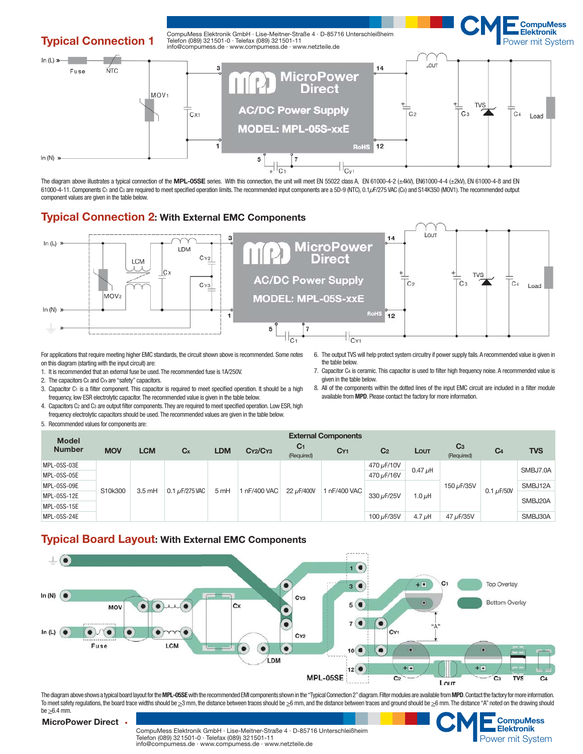## Typical Connection 1

The diagram above illustrates a typical connection of the **MPL-05SE** series. With this connection, the unit will meet EN 55022 class A, EN 61000-4-2 (±4kV), EN61000-4-4 (±2kV), EN 61000-4-8 and EN 61000-4-11. Components $C_1$ and $C_3$ are required to meet specified operation limits. The recommended input components are a 5D-9 (NTC), 0.1µF/275 VAC ($C_X$) and S14K350 (MOV1). The recommended output component values are given in the table below.

## Typical Connection 2: With External EMC Components

For applications that require meeting higher EMC standards, the circuit shown above is recommended. Some notes on this diagram (starting with the input circuit) are:

1. It is recommended that an external fuse be used. The recommended fuse is 1A/250V.
2. The capacitors $C_X$ and $C_{Yx}$ are "safety" capacitors.
3. Capacitor $C_1$ is a filter component. This capacitor is required to meet specified operation. It should be a high frequency, low ESR electrolytic capacitor. The recommended value is given in the table below.
4. Capacitors $C_2$ and $C_3$ are output filter components. They are required to meet specified operation. Low ESR, high frequency electrolytic capacitors should be used. The recommended values are given in the table below.
5. Recommended values for components are:
6. The output TVS will help protect system circuitry if power supply fails. A recommended value is given in the table below.
7. Capacitor $C_4$ is ceramic. This capacitor is used to filter high frequency noise. A recommended value is given in the table below.
8. All of the components within the dotted lines of the input EMC circuit are included in a filter module available from **MPD**. Please contact the factory for more information.

| Model Number | External Components | | | | | | | | | | | |
|---|---|---|---|---|---|---|---|---|---|---|---|---|
| | MOV | LCM | $C_X$ | LDM | $C_{Y2}$/$C_{Y3}$ | $C_1$ (Required) | $C_{Y1}$ | $C_2$ | $L_{OUT}$ | $C_3$ (Required) | $C_4$ | TVS |
| MPL-05S-03E | S10k300 | 3.5 mH | 0.1 µF/275 VAC | 5 mH | 1 nF/400 VAC | 22 µF/400V | 1 nF/400 VAC | 470 µF/10V | 0.47 µH | 150 µF/35V | 0.1 µF/50V | SMBJ7.0A |
| MPL-05S-05E | S10k300 | 3.5 mH | 0.1 µF/275 VAC | 5 mH | 1 nF/400 VAC | 22 µF/400V | 1 nF/400 VAC | 470 µF/16V | 0.47 µH | 150 µF/35V | 0.1 µF/50V | SMBJ7.0A |
| MPL-05S-09E | S10k300 | 3.5 mH | 0.1 µF/275 VAC | 5 mH | 1 nF/400 VAC | 22 µF/400V | 1 nF/400 VAC | 330 µF/25V | 1.0 µH | 150 µF/35V | 0.1 µF/50V | SMBJ12A |
| MPL-05S-12E | S10k300 | 3.5 mH | 0.1 µF/275 VAC | 5 mH | 1 nF/400 VAC | 22 µF/400V | 1 nF/400 VAC | 330 µF/25V | 1.0 µH | 150 µF/35V | 0.1 µF/50V | SMBJ20A |
| MPL-05S-15E | S10k300 | 3.5 mH | 0.1 µF/275 VAC | 5 mH | 1 nF/400 VAC | 22 µF/400V | 1 nF/400 VAC | 330 µF/25V | 1.0 µH | 150 µF/35V | 0.1 µF/50V | SMBJ20A |
| MPL-05S-24E | S10k300 | 3.5 mH | 0.1 µF/275 VAC | 5 mH | 1 nF/400 VAC | 22 µF/400V | 1 nF/400 VAC | 100 µF/35V | 4.7 µH | 47 µF/35V | 0.1 µF/50V | SMBJ30A |

## Typical Board Layout: With External EMC Components

The diagram above shows a typical board layout for the **MPL-05SE** with the recommended EMI components shown in the "Typical Connection 2" diagram. Filter modules are available from **MPD**. Contact the factory for more information. To meet safety regulations, the board trace widths should be ≥3 mm, the distance between traces should be ≥6 mm, and the distance between traces and ground should be ≥6 mm. The distance "A" noted on the drawing should be ≥6.4 mm.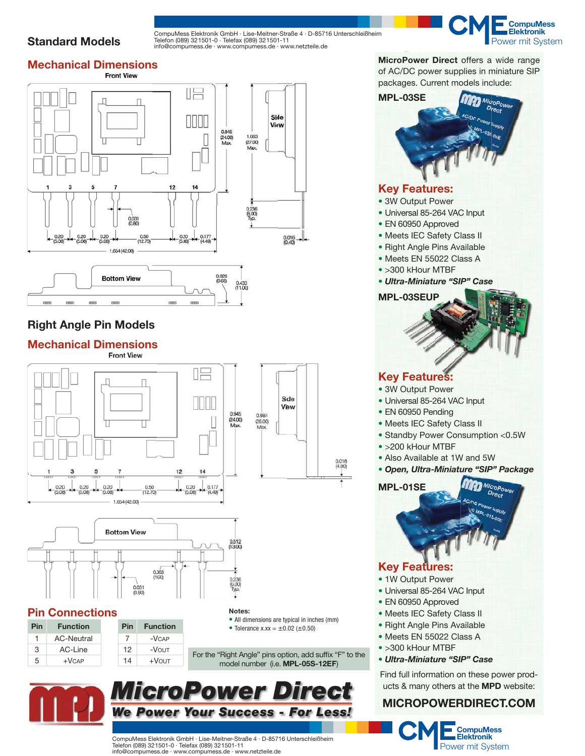## Standard Models

CompuMess Elektronik GmbH · Lise-Meitner-Straße 4 · D-85716 Unterschleißheim
Telefon (089) 321501-0 · Telefax (089) 321501-11
info@compumess.de · www.compumess.de · www.netzteile.de

CME CompuMess Elektronik Power mit System

### Mechanical Dimensions

Front View

Side View

0.945 (24.00) Max.

1.063 (27.00) Max.

0.236 (6.00) Typ.

0.031 (0.80)

0.20 (5.08)

0.20 (5.08)

0.20 (5.08)

0.50 (12.70)

0.20 (5.08)

0.177 (4.49)

0.016 (0.40)

1.654 (42.00)

Bottom View

0.026 (0.65)

0.433 (11.00)

## Right Angle Pin Models

### Mechanical Dimensions

Front View

Side View

0.945 (24.00) Max.

0.984 (25.00) Max.

0.016 (4.00)

0.20 (5.08)

0.20 (5.08)

0.20 (5.08)

0.50 (12.70)

0.20 (5.08)

0.177 (4.49)

1.654 (42.00)

Bottom View

0.512 (13.00)

0.063 (1.60)

0.031 (0.80)

0.236 (6.00) Typ.

### Pin Connections

| Pin | Function |
|---|---|
| 1 | AC-Neutral |
| 3 | AC-Line |
| 5 | +VCAP |

| Pin | Function |
|---|---|
| 7 | -VCAP |
| 12 | -VOUT |
| 14 | +VOUT |

**Notes:**
- All dimensions are typical in inches (mm)
- Tolerance x.xx = ±0.02 (±0.50)

For the "Right Angle" pins option, add suffix "F" to the model number (i.e. **MPL-05S-12EF**)

**MicroPower Direct**

***We Power Your Success - For Less!***

**MicroPower Direct** offers a wide range of AC/DC power supplies in miniature SIP packages. Current models include:

**MPL-03SE**

### Key Features:
- 3W Output Power
- Universal 85-264 VAC Input
- EN 60950 Approved
- Meets IEC Safety Class II
- Right Angle Pins Available
- Meets EN 55022 Class A
- >300 kHour MTBF
- ***Ultra-Miniature "SIP" Case***

**MPL-03SEUP**

### Key Features:
- 3W Output Power
- Universal 85-264 VAC Input
- EN 60950 Pending
- Meets IEC Safety Class II
- Standby Power Consumption <0.5W
- >200 kHour MTBF
- Also Available at 1W and 5W
- ***Open, Ultra-Miniature "SIP" Package***

**MPL-01SE**

### Key Features:
- 1W Output Power
- Universal 85-264 VAC Input
- EN 60950 Approved
- Meets IEC Safety Class II
- Right Angle Pins Available
- Meets EN 55022 Class A
- >300 kHour MTBF
- ***Ultra-Miniature "SIP" Case***

Find full information on these power products & many others at the **MPD** website:

**MICROPOWERDIRECT.COM**

CompuMess Elektronik GmbH · Lise-Meitner-Straße 4 · D-85716 Unterschleißheim
Telefon (089) 321501-0 · Telefax (089) 321501-11
info@compumess.de · www.compumess.de · www.netzteile.de

CME CompuMess Elektronik Power mit System